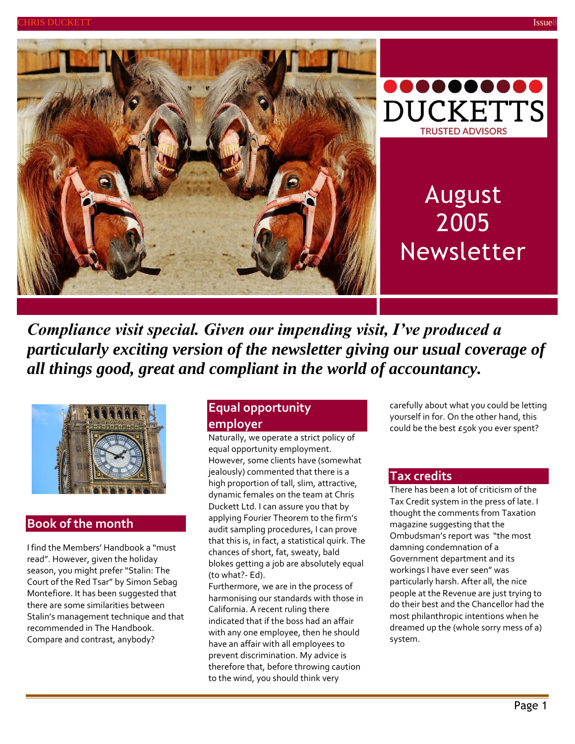DUCKETTS

TRUSTED ADVISORS

# August 2005 Newsletter

***Compliance visit special. Given our impending visit, I've produced a particularly exciting version of the newsletter giving our usual coverage of all things good, great and compliant in the world of accountancy.***

## Book of the month

I find the Members' Handbook a "must read". However, given the holiday season, you might prefer "Stalin: The Court of the Red Tsar" by Simon Sebag Montefiore. It has been suggested that there are some similarities between Stalin's management technique and that recommended in The Handbook. Compare and contrast, anybody?

## Equal opportunity employer

Naturally, we operate a strict policy of equal opportunity employment. However, some clients have (somewhat jealously) commented that there is a high proportion of tall, slim, attractive, dynamic females on the team at Chris Duckett Ltd. I can assure you that by applying Fourier Theorem to the firm's audit sampling procedures, I can prove that this is, in fact, a statistical quirk. The chances of short, fat, sweaty, bald blokes getting a job are absolutely equal (to what?- Ed).

Furthermore, we are in the process of harmonising our standards with those in California. A recent ruling there indicated that if the boss had an affair with any one employee, then he should have an affair with all employees to prevent discrimination. My advice is therefore that, before throwing caution to the wind, you should think very carefully about what you could be letting yourself in for. On the other hand, this could be the best £50k you ever spent?

## Tax credits

There has been a lot of criticism of the Tax Credit system in the press of late. I thought the comments from Taxation magazine suggesting that the Ombudsman's report was "the most damning condemnation of a Government department and its workings I have ever seen" was particularly harsh. After all, the nice people at the Revenue are just trying to do their best and the Chancellor had the most philanthropic intentions when he dreamed up the (whole sorry mess of a) system.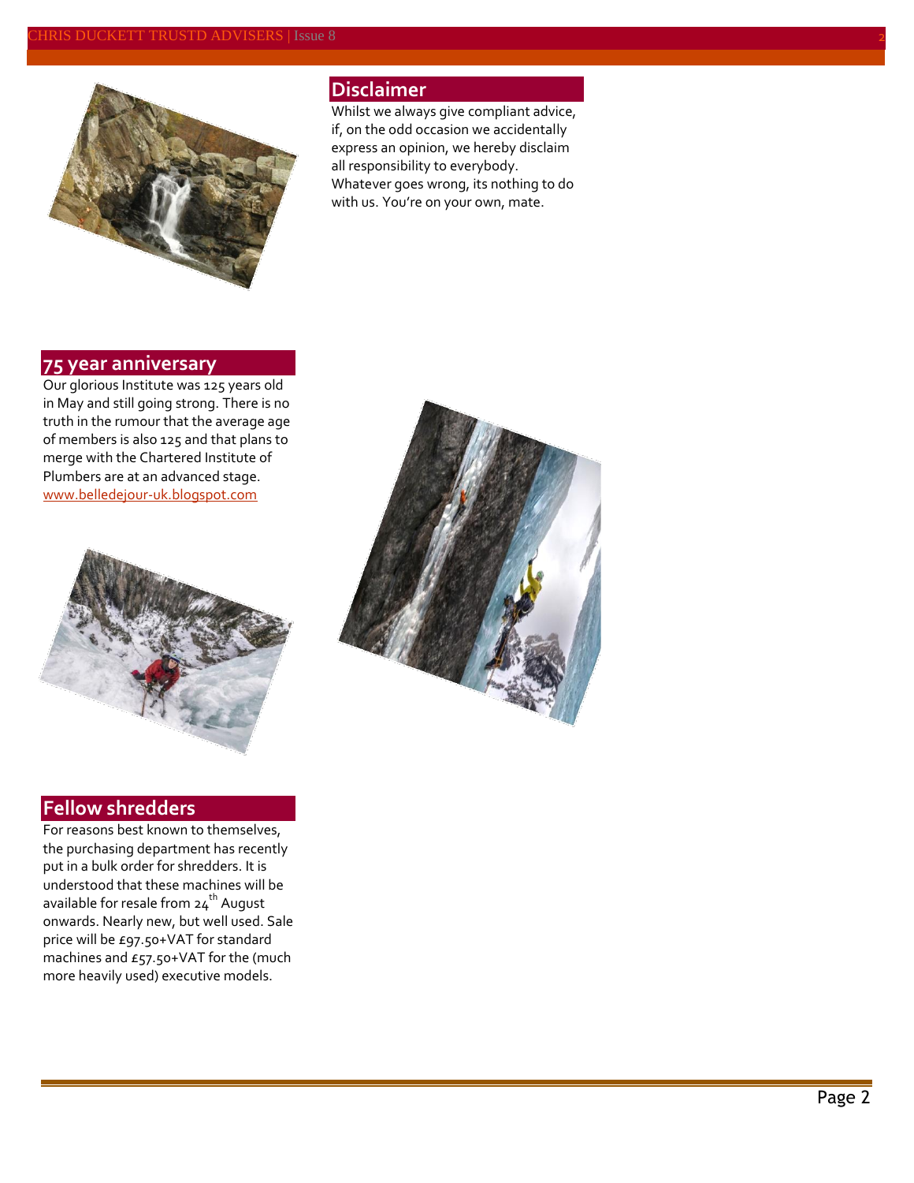## Disclaimer

Whilst we always give compliant advice, if, on the odd occasion we accidentally express an opinion, we hereby disclaim all responsibility to everybody. Whatever goes wrong, its nothing to do with us. You're on your own, mate.

## 75 year anniversary

Our glorious Institute was 125 years old in May and still going strong. There is no truth in the rumour that the average age of members is also 125 and that plans to merge with the Chartered Institute of Plumbers are at an advanced stage. www.belledejour-uk.blogspot.com

## Fellow shredders

For reasons best known to themselves, the purchasing department has recently put in a bulk order for shredders. It is understood that these machines will be available for resale from 24th August onwards. Nearly new, but well used. Sale price will be £97.50+VAT for standard machines and £57.50+VAT for the (much more heavily used) executive models.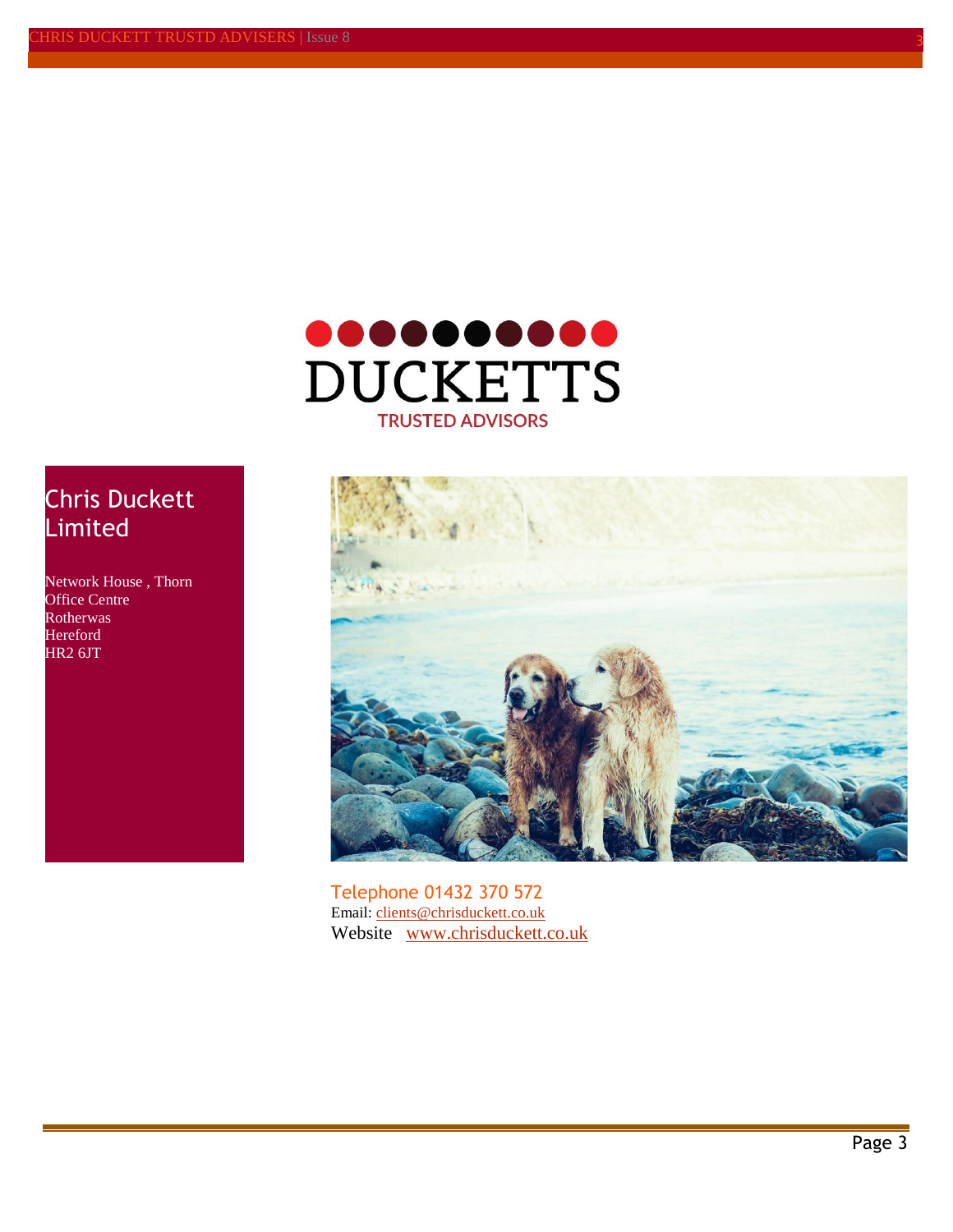DUCKETTS

TRUSTED ADVISORS

## Chris Duckett Limited

Network House , Thorn Office Centre
Rotherwas
Hereford
HR2 6JT

Telephone 01432 370 572
Email: clients@chrisduckett.co.uk
Website www.chrisduckett.co.uk